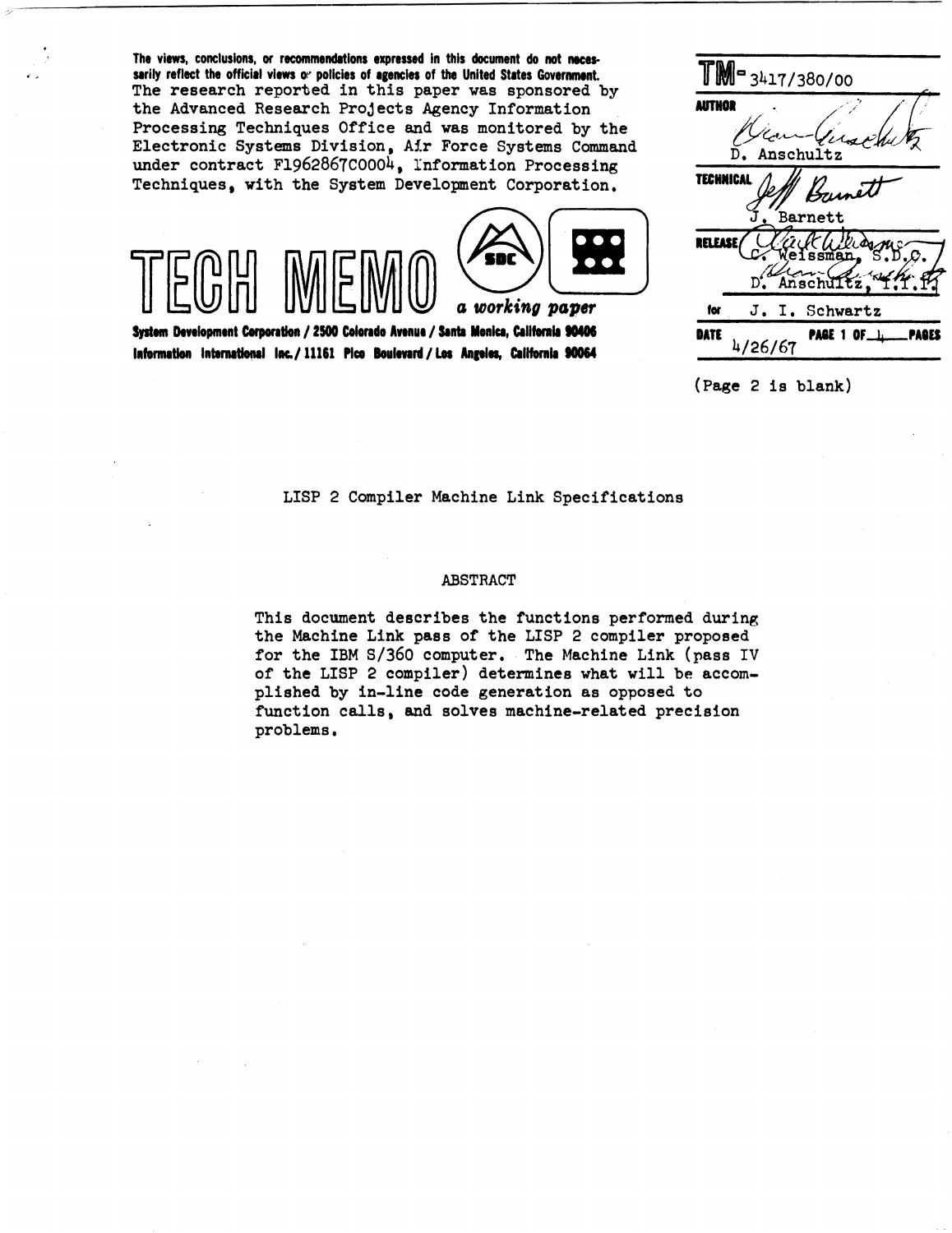The views, conclusions, or recommendations expressed in this document do not necessarily reflect the official views or policies of agencies of the United States Government.

The research reported in this paper was sponsored by the Advanced Research Projects Agency Information Processing Techniques Office and was monitored by the Electronic Systems Division, Air Force Systems Command under contract F1962867C0004, Information Processing Techniques, with the System Development Corporation.

# TECH MEMO

*a working paper*

**System Development Corporation / 2500 Colorado Avenue / Santa Monica, California 90406**
**Information International Inc. / 11161 Pico Boulevard / Los Angeles, California 90064**

**TM-** 3417/380/00

**AUTHOR** D. Anschultz

**TECHNICAL** J. Barnett

**RELEASE** C. Weissman, S.D.C.
D. Anschultz, I.I.I.
for J. I. Schwartz

**DATE** 4/26/67 **PAGE 1 OF 4 PAGES**

(Page 2 is blank)

## LISP 2 Compiler Machine Link Specifications

### ABSTRACT

This document describes the functions performed during the Machine Link pass of the LISP 2 compiler proposed for the IBM S/360 computer. The Machine Link (pass IV of the LISP 2 compiler) determines what will be accomplished by in-line code generation as opposed to function calls, and solves machine-related precision problems.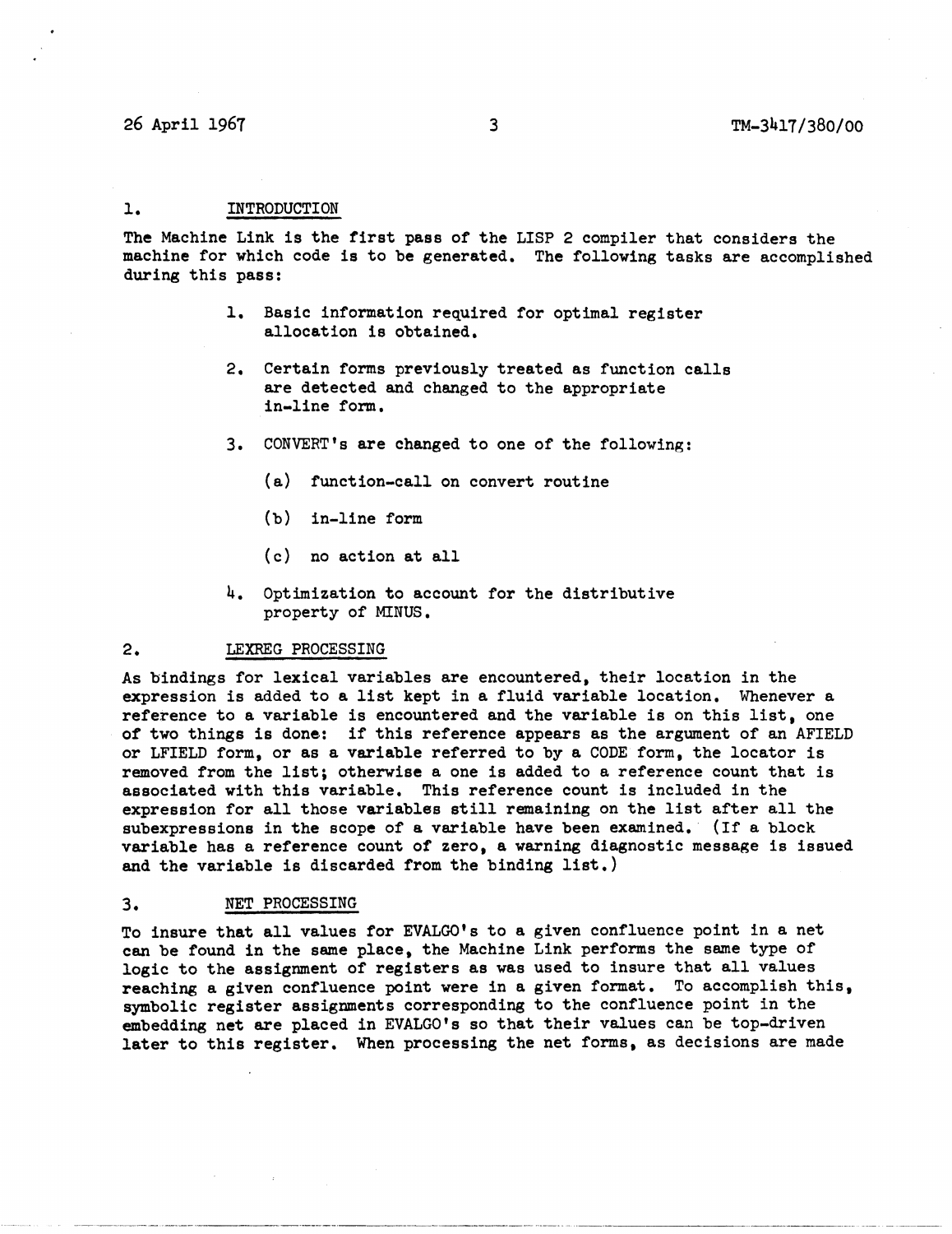## 1. INTRODUCTION

The Machine Link is the first pass of the LISP 2 compiler that considers the machine for which code is to be generated. The following tasks are accomplished during this pass:

1. Basic information required for optimal register allocation is obtained.

2. Certain forms previously treated as function calls are detected and changed to the appropriate in-line form.

3. CONVERT's are changed to one of the following:

   (a) function-call on convert routine

   (b) in-line form

   (c) no action at all

4. Optimization to account for the distributive property of MINUS.

## 2. LEXREG PROCESSING

As bindings for lexical variables are encountered, their location in the expression is added to a list kept in a fluid variable location. Whenever a reference to a variable is encountered and the variable is on this list, one of two things is done: if this reference appears as the argument of an AFIELD or LFIELD form, or as a variable referred to by a CODE form, the locator is removed from the list; otherwise a one is added to a reference count that is associated with this variable. This reference count is included in the expression for all those variables still remaining on the list after all the subexpressions in the scope of a variable have been examined. (If a block variable has a reference count of zero, a warning diagnostic message is issued and the variable is discarded from the binding list.)

## 3. NET PROCESSING

To insure that all values for EVALGO's to a given confluence point in a net can be found in the same place, the Machine Link performs the same type of logic to the assignment of registers as was used to insure that all values reaching a given confluence point were in a given format. To accomplish this, symbolic register assignments corresponding to the confluence point in the embedding net are placed in EVALGO's so that their values can be top-driven later to this register. When processing the net forms, as decisions are made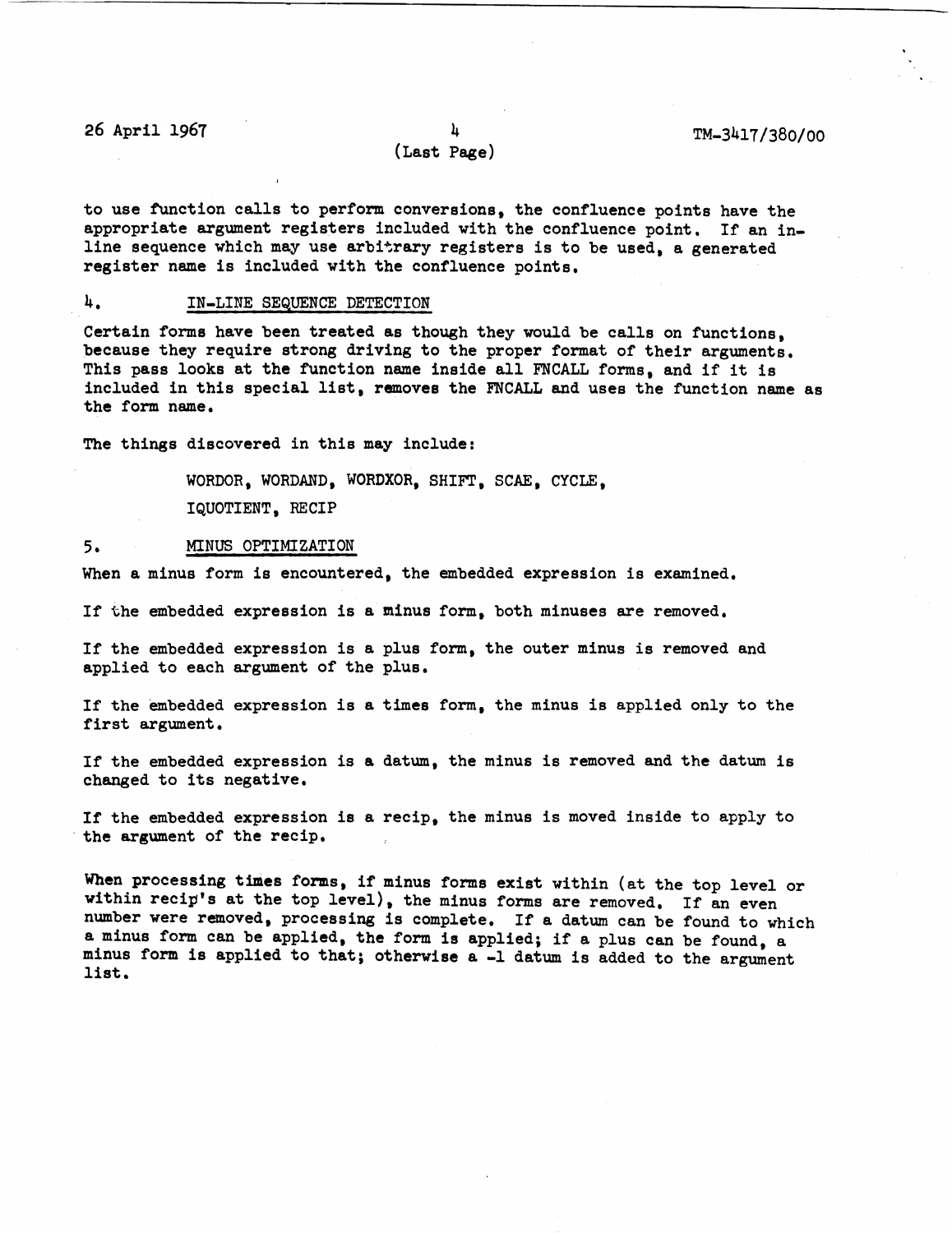to use function calls to perform conversions, the confluence points have the appropriate argument registers included with the confluence point. If an in-line sequence which may use arbitrary registers is to be used, a generated register name is included with the confluence points.

## 4. IN-LINE SEQUENCE DETECTION

Certain forms have been treated as though they would be calls on functions, because they require strong driving to the proper format of their arguments. This pass looks at the function name inside all FNCALL forms, and if it is included in this special list, removes the FNCALL and uses the function name as the form name.

The things discovered in this may include:

> WORDOR, WORDAND, WORDXOR, SHIFT, SCAE, CYCLE,
>
> IQUOTIENT, RECIP

## 5. MINUS OPTIMIZATION

When a minus form is encountered, the embedded expression is examined.

If the embedded expression is a minus form, both minuses are removed.

If the embedded expression is a plus form, the outer minus is removed and applied to each argument of the plus.

If the embedded expression is a times form, the minus is applied only to the first argument.

If the embedded expression is a datum, the minus is removed and the datum is changed to its negative.

If the embedded expression is a recip, the minus is moved inside to apply to the argument of the recip.

When processing times forms, if minus forms exist within (at the top level or within recip's at the top level), the minus forms are removed. If an even number were removed, processing is complete. If a datum can be found to which a minus form can be applied, the form is applied; if a plus can be found, a minus form is applied to that; otherwise a -1 datum is added to the argument list.